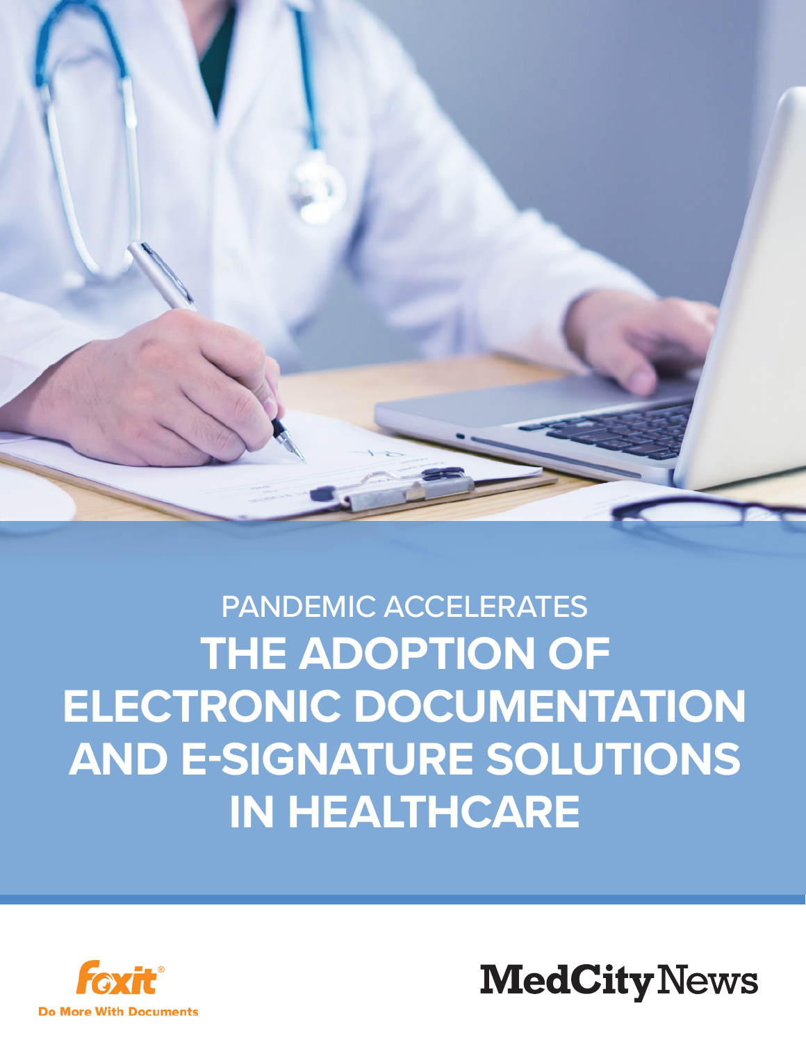PANDEMIC ACCELERATES

# THE ADOPTION OF ELECTRONIC DOCUMENTATION AND E-SIGNATURE SOLUTIONS IN HEALTHCARE

Foxit®

Do More With Documents

MedCityNews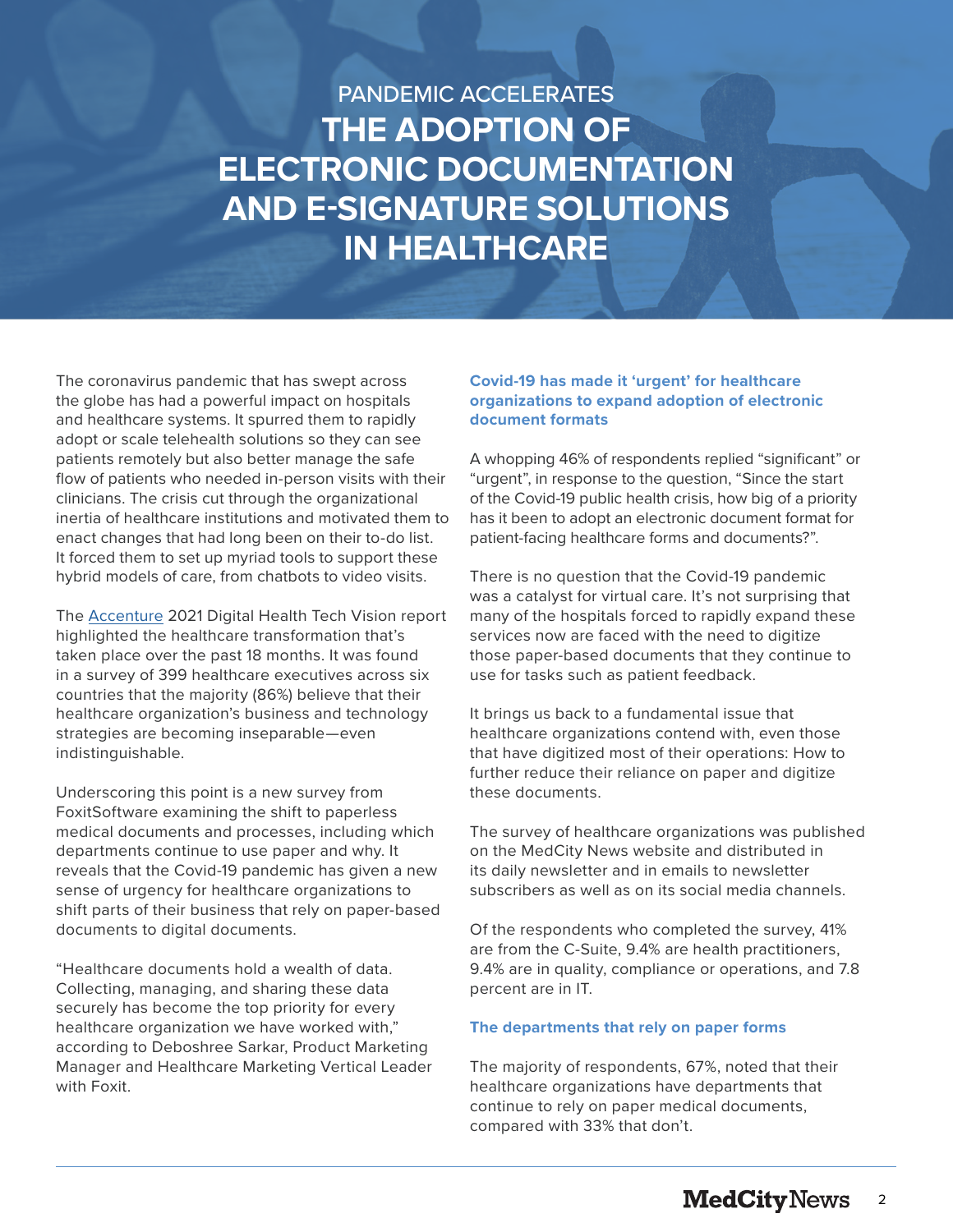PANDEMIC ACCELERATES

# THE ADOPTION OF ELECTRONIC DOCUMENTATION AND E-SIGNATURE SOLUTIONS IN HEALTHCARE

The coronavirus pandemic that has swept across the globe has had a powerful impact on hospitals and healthcare systems. It spurred them to rapidly adopt or scale telehealth solutions so they can see patients remotely but also better manage the safe flow of patients who needed in-person visits with their clinicians. The crisis cut through the organizational inertia of healthcare institutions and motivated them to enact changes that had long been on their to-do list. It forced them to set up myriad tools to support these hybrid models of care, from chatbots to video visits.

The Accenture 2021 Digital Health Tech Vision report highlighted the healthcare transformation that's taken place over the past 18 months. It was found in a survey of 399 healthcare executives across six countries that the majority (86%) believe that their healthcare organization's business and technology strategies are becoming inseparable—even indistinguishable.

Underscoring this point is a new survey from FoxitSoftware examining the shift to paperless medical documents and processes, including which departments continue to use paper and why. It reveals that the Covid-19 pandemic has given a new sense of urgency for healthcare organizations to shift parts of their business that rely on paper-based documents to digital documents.

"Healthcare documents hold a wealth of data. Collecting, managing, and sharing these data securely has become the top priority for every healthcare organization we have worked with," according to Deboshree Sarkar, Product Marketing Manager and Healthcare Marketing Vertical Leader with Foxit.

### Covid-19 has made it 'urgent' for healthcare organizations to expand adoption of electronic document formats

A whopping 46% of respondents replied "significant" or "urgent", in response to the question, "Since the start of the Covid-19 public health crisis, how big of a priority has it been to adopt an electronic document format for patient-facing healthcare forms and documents?".

There is no question that the Covid-19 pandemic was a catalyst for virtual care. It's not surprising that many of the hospitals forced to rapidly expand these services now are faced with the need to digitize those paper-based documents that they continue to use for tasks such as patient feedback.

It brings us back to a fundamental issue that healthcare organizations contend with, even those that have digitized most of their operations: How to further reduce their reliance on paper and digitize these documents.

The survey of healthcare organizations was published on the MedCity News website and distributed in its daily newsletter and in emails to newsletter subscribers as well as on its social media channels.

Of the respondents who completed the survey, 41% are from the C-Suite, 9.4% are health practitioners, 9.4% are in quality, compliance or operations, and 7.8 percent are in IT.

### The departments that rely on paper forms

The majority of respondents, 67%, noted that their healthcare organizations have departments that continue to rely on paper medical documents, compared with 33% that don't.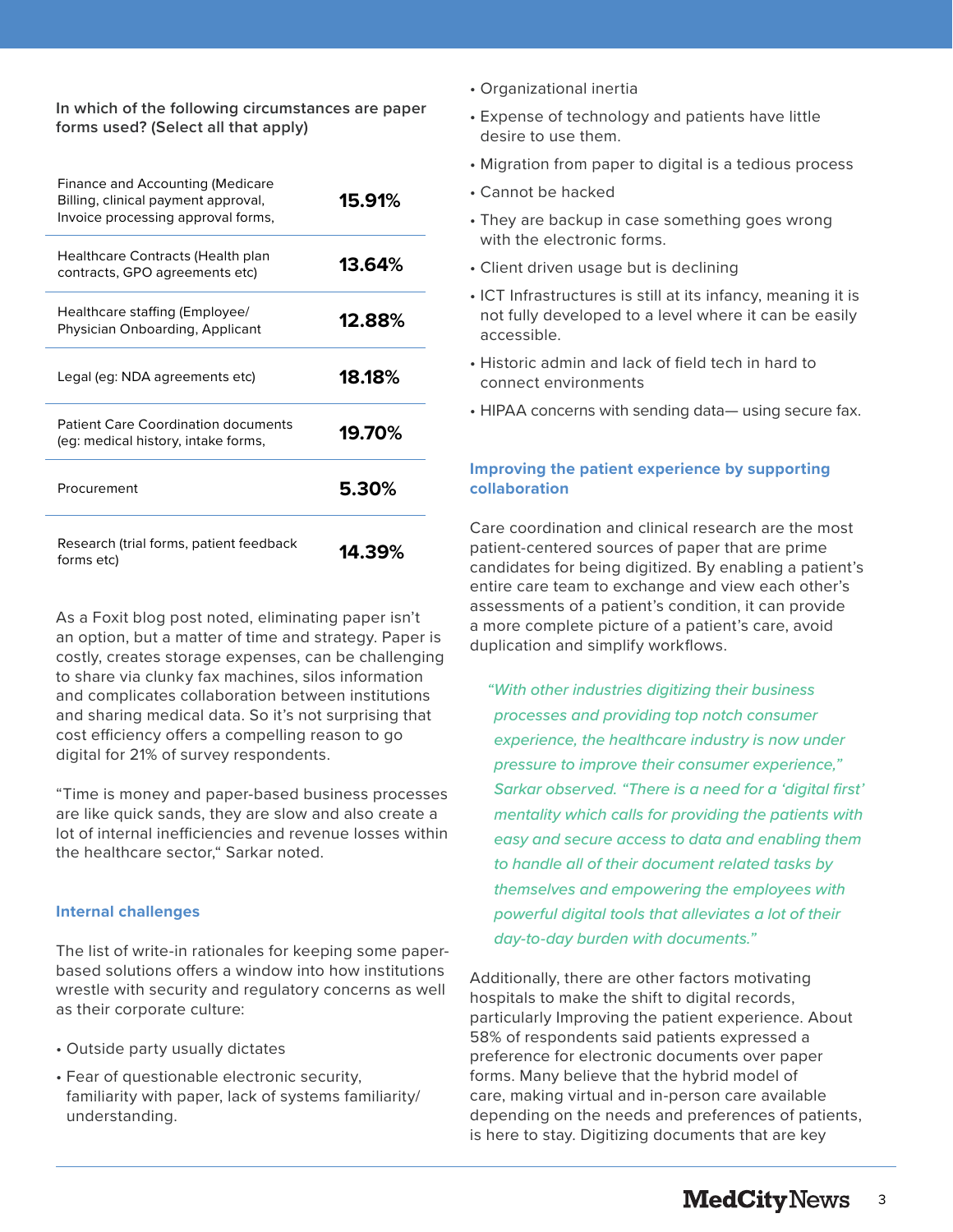**In which of the following circumstances are paper forms used? (Select all that apply)**

| Circumstance | Percentage |
| --- | --- |
| Finance and Accounting (Medicare Billing, clinical payment approval, Invoice processing approval forms, | **15.91%** |
| Healthcare Contracts (Health plan contracts, GPO agreements etc) | **13.64%** |
| Healthcare staffing (Employee/ Physician Onboarding, Applicant | **12.88%** |
| Legal (eg: NDA agreements etc) | **18.18%** |
| Patient Care Coordination documents (eg: medical history, intake forms, | **19.70%** |
| Procurement | **5.30%** |
| Research (trial forms, patient feedback forms etc) | **14.39%** |

As a Foxit blog post noted, eliminating paper isn't an option, but a matter of time and strategy. Paper is costly, creates storage expenses, can be challenging to share via clunky fax machines, silos information and complicates collaboration between institutions and sharing medical data. So it's not surprising that cost efficiency offers a compelling reason to go digital for 21% of survey respondents.

"Time is money and paper-based business processes are like quick sands, they are slow and also create a lot of internal inefficiencies and revenue losses within the healthcare sector," Sarkar noted.

## Internal challenges

The list of write-in rationales for keeping some paper-based solutions offers a window into how institutions wrestle with security and regulatory concerns as well as their corporate culture:

- Outside party usually dictates
- Fear of questionable electronic security, familiarity with paper, lack of systems familiarity/ understanding.
- Organizational inertia
- Expense of technology and patients have little desire to use them.
- Migration from paper to digital is a tedious process
- Cannot be hacked
- They are backup in case something goes wrong with the electronic forms.
- Client driven usage but is declining
- ICT Infrastructures is still at its infancy, meaning it is not fully developed to a level where it can be easily accessible.
- Historic admin and lack of field tech in hard to connect environments
- HIPAA concerns with sending data— using secure fax.

## Improving the patient experience by supporting collaboration

Care coordination and clinical research are the most patient-centered sources of paper that are prime candidates for being digitized. By enabling a patient's entire care team to exchange and view each other's assessments of a patient's condition, it can provide a more complete picture of a patient's care, avoid duplication and simplify workflows.

> *"With other industries digitizing their business processes and providing top notch consumer experience, the healthcare industry is now under pressure to improve their consumer experience," Sarkar observed. "There is a need for a 'digital first' mentality which calls for providing the patients with easy and secure access to data and enabling them to handle all of their document related tasks by themselves and empowering the employees with powerful digital tools that alleviates a lot of their day-to-day burden with documents."*

Additionally, there are other factors motivating hospitals to make the shift to digital records, particularly Improving the patient experience. About 58% of respondents said patients expressed a preference for electronic documents over paper forms. Many believe that the hybrid model of care, making virtual and in-person care available depending on the needs and preferences of patients, is here to stay. Digitizing documents that are key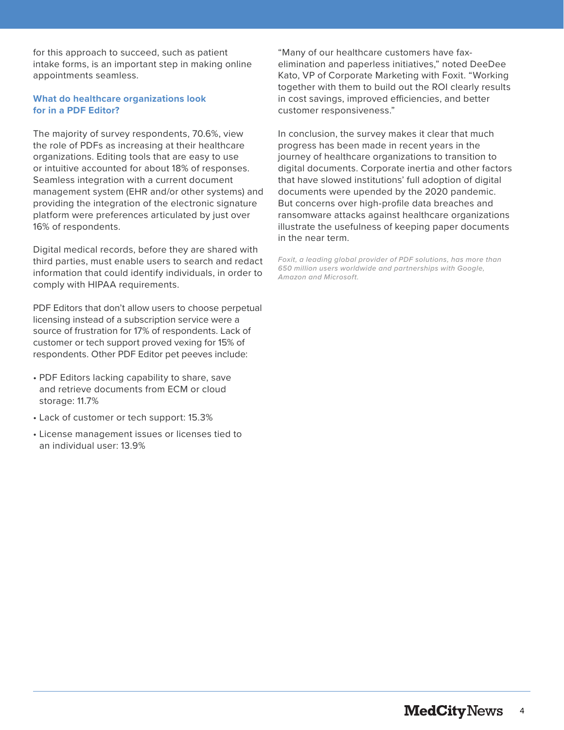for this approach to succeed, such as patient intake forms, is an important step in making online appointments seamless.

### What do healthcare organizations look for in a PDF Editor?

The majority of survey respondents, 70.6%, view the role of PDFs as increasing at their healthcare organizations. Editing tools that are easy to use or intuitive accounted for about 18% of responses. Seamless integration with a current document management system (EHR and/or other systems) and providing the integration of the electronic signature platform were preferences articulated by just over 16% of respondents.

Digital medical records, before they are shared with third parties, must enable users to search and redact information that could identify individuals, in order to comply with HIPAA requirements.

PDF Editors that don't allow users to choose perpetual licensing instead of a subscription service were a source of frustration for 17% of respondents. Lack of customer or tech support proved vexing for 15% of respondents. Other PDF Editor pet peeves include:

- PDF Editors lacking capability to share, save and retrieve documents from ECM or cloud storage: 11.7%
- Lack of customer or tech support: 15.3%
- License management issues or licenses tied to an individual user: 13.9%

"Many of our healthcare customers have fax-elimination and paperless initiatives," noted DeeDee Kato, VP of Corporate Marketing with Foxit. "Working together with them to build out the ROI clearly results in cost savings, improved efficiencies, and better customer responsiveness."

In conclusion, the survey makes it clear that much progress has been made in recent years in the journey of healthcare organizations to transition to digital documents. Corporate inertia and other factors that have slowed institutions' full adoption of digital documents were upended by the 2020 pandemic. But concerns over high-profile data breaches and ransomware attacks against healthcare organizations illustrate the usefulness of keeping paper documents in the near term.

*Foxit, a leading global provider of PDF solutions, has more than 650 million users worldwide and partnerships with Google, Amazon and Microsoft.*